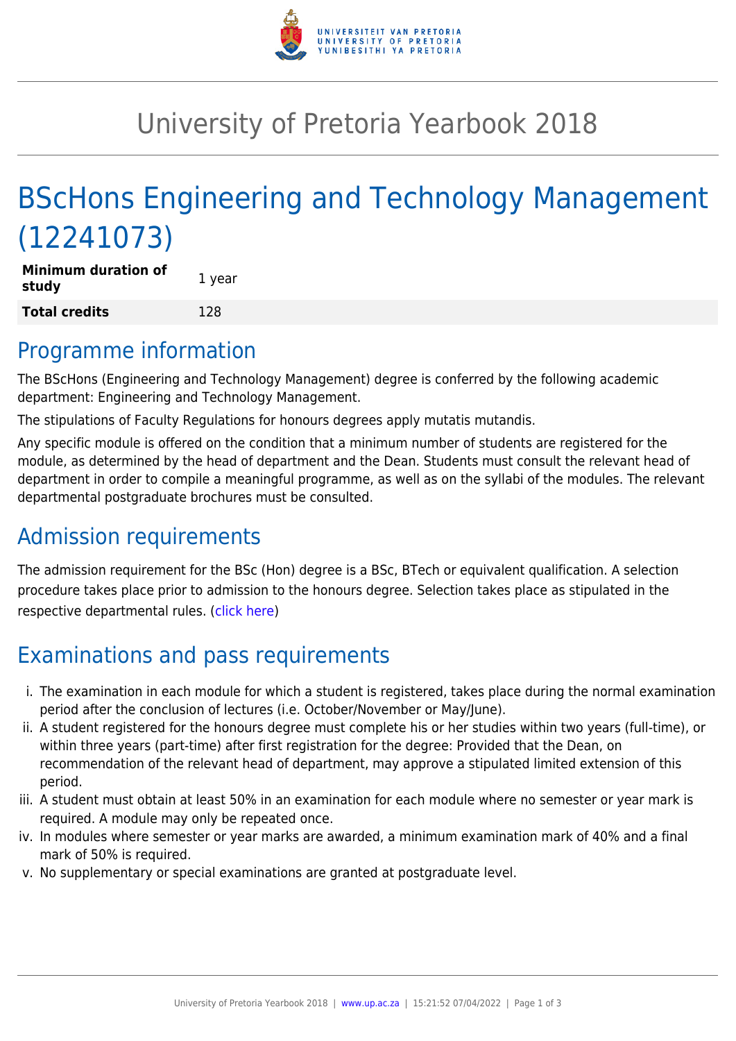# University of Pretoria Yearbook 2018

## BScHons Engineering and Technology Management (12241073)

| **Minimum duration of study** | 1 year |
|---|---|
| **Total credits** | 128 |

## Programme information

The BScHons (Engineering and Technology Management) degree is conferred by the following academic department: Engineering and Technology Management.

The stipulations of Faculty Regulations for honours degrees apply mutatis mutandis.

Any specific module is offered on the condition that a minimum number of students are registered for the module, as determined by the head of department and the Dean. Students must consult the relevant head of department in order to compile a meaningful programme, as well as on the syllabi of the modules. The relevant departmental postgraduate brochures must be consulted.

## Admission requirements

The admission requirement for the BSc (Hon) degree is a BSc, BTech or equivalent qualification. A selection procedure takes place prior to admission to the honours degree. Selection takes place as stipulated in the respective departmental rules. (click here)

## Examinations and pass requirements

i. The examination in each module for which a student is registered, takes place during the normal examination period after the conclusion of lectures (i.e. October/November or May/June).
ii. A student registered for the honours degree must complete his or her studies within two years (full-time), or within three years (part-time) after first registration for the degree: Provided that the Dean, on recommendation of the relevant head of department, may approve a stipulated limited extension of this period.
iii. A student must obtain at least 50% in an examination for each module where no semester or year mark is required. A module may only be repeated once.
iv. In modules where semester or year marks are awarded, a minimum examination mark of 40% and a final mark of 50% is required.
v. No supplementary or special examinations are granted at postgraduate level.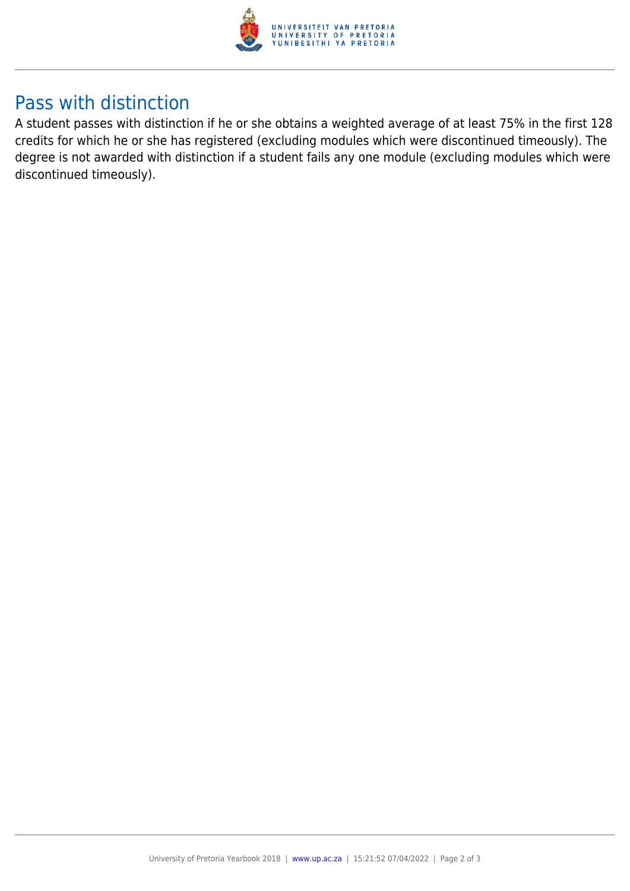## Pass with distinction

A student passes with distinction if he or she obtains a weighted average of at least 75% in the first 128 credits for which he or she has registered (excluding modules which were discontinued timeously). The degree is not awarded with distinction if a student fails any one module (excluding modules which were discontinued timeously).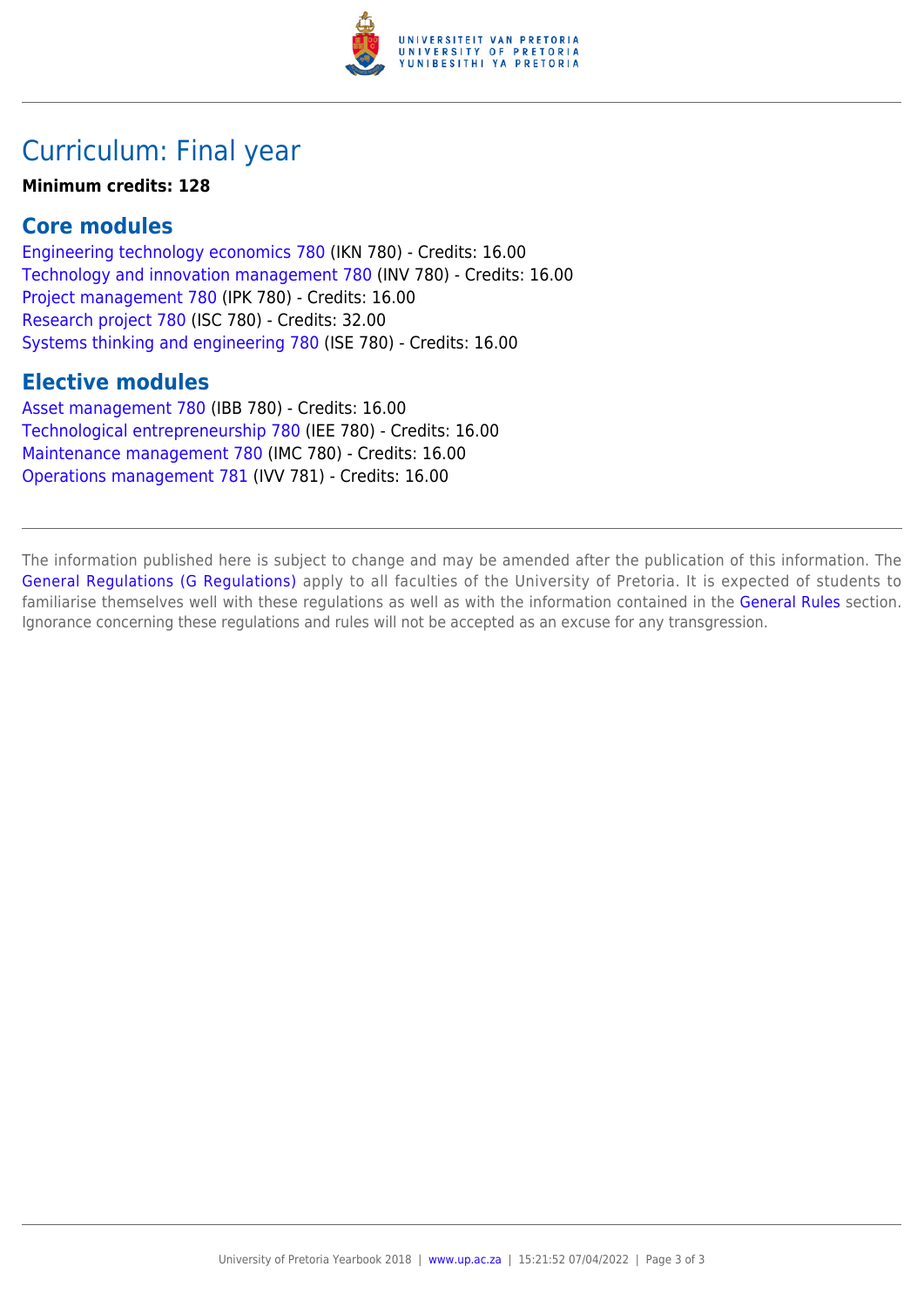# Curriculum: Final year

**Minimum credits: 128**

## Core modules

Engineering technology economics 780 (IKN 780) - Credits: 16.00
Technology and innovation management 780 (INV 780) - Credits: 16.00
Project management 780 (IPK 780) - Credits: 16.00
Research project 780 (ISC 780) - Credits: 32.00
Systems thinking and engineering 780 (ISE 780) - Credits: 16.00

## Elective modules

Asset management 780 (IBB 780) - Credits: 16.00
Technological entrepreneurship 780 (IEE 780) - Credits: 16.00
Maintenance management 780 (IMC 780) - Credits: 16.00
Operations management 781 (IVV 781) - Credits: 16.00

The information published here is subject to change and may be amended after the publication of this information. The General Regulations (G Regulations) apply to all faculties of the University of Pretoria. It is expected of students to familiarise themselves well with these regulations as well as with the information contained in the General Rules section. Ignorance concerning these regulations and rules will not be accepted as an excuse for any transgression.